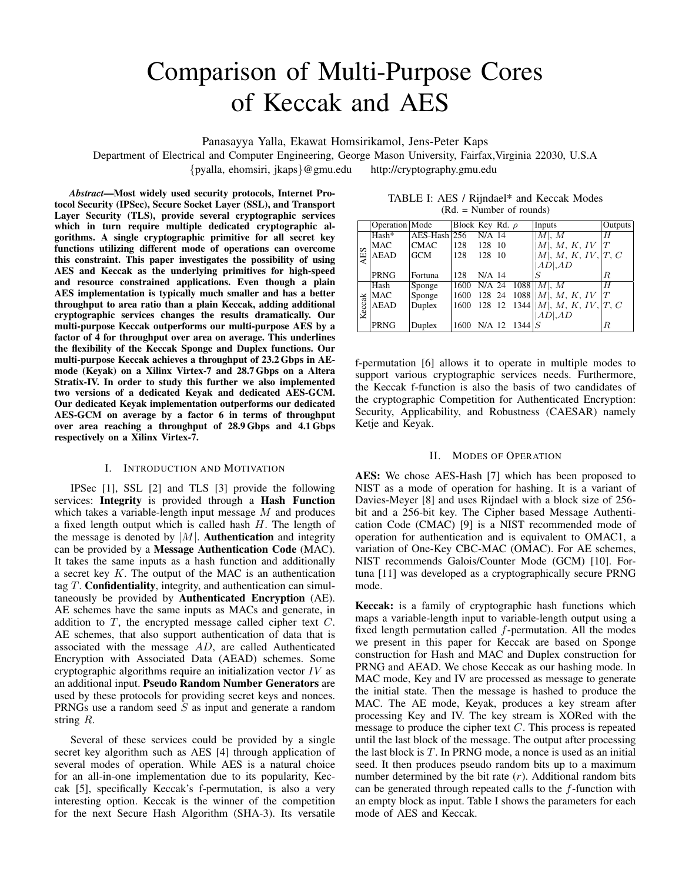# Comparison of Multi-Purpose Cores of Keccak and AES

Panasayya Yalla, Ekawat Homsirikamol, Jens-Peter Kaps

Department of Electrical and Computer Engineering, George Mason University, Fairfax,Virginia 22030, U.S.A

{pyalla, ehomsiri, jkaps}@gmu.edu http://cryptography.gmu.edu

***Abstract*—Most widely used security protocols, Internet Protocol Security (IPSec), Secure Socket Layer (SSL), and Transport Layer Security (TLS), provide several cryptographic services which in turn require multiple dedicated cryptographic algorithms. A single cryptographic primitive for all secret key functions utilizing different mode of operations can overcome this constraint. This paper investigates the possibility of using AES and Keccak as the underlying primitives for high-speed and resource constrained applications. Even though a plain AES implementation is typically much smaller and has a better throughput to area ratio than a plain Keccak, adding additional cryptographic services changes the results dramatically. Our multi-purpose Keccak outperforms our multi-purpose AES by a factor of 4 for throughput over area on average. This underlines the flexibility of the Keccak Sponge and Duplex functions. Our multi-purpose Keccak achieves a throughput of 23.2 Gbps in AE-mode (Keyak) on a Xilinx Virtex-7 and 28.7 Gbps on a Altera Stratix-IV. In order to study this further we also implemented two versions of a dedicated Keyak and dedicated AES-GCM. Our dedicated Keyak implementation outperforms our dedicated AES-GCM on average by a factor 6 in terms of throughput over area reaching a throughput of 28.9 Gbps and 4.1 Gbps respectively on a Xilinx Virtex-7.**

## I. Introduction and Motivation

IPSec [1], SSL [2] and TLS [3] provide the following services: **Integrity** is provided through a **Hash Function** which takes a variable-length input message $M$ and produces a fixed length output which is called hash $H$. The length of the message is denoted by $|M|$. **Authentication** and integrity can be provided by a **Message Authentication Code** (MAC). It takes the same inputs as a hash function and additionally a secret key $K$. The output of the MAC is an authentication tag $T$. **Confidentiality**, integrity, and authentication can simultaneously be provided by **Authenticated Encryption** (AE). AE schemes have the same inputs as MACs and generate, in addition to $T$, the encrypted message called cipher text $C$. AE schemes, that also support authentication of data that is associated with the message $AD$, are called Authenticated Encryption with Associated Data (AEAD) schemes. Some cryptographic algorithms require an initialization vector $IV$ as an additional input. **Pseudo Random Number Generators** are used by these protocols for providing secret keys and nonces. PRNGs use a random seed $S$ as input and generate a random string $R$.

Several of these services could be provided by a single secret key algorithm such as AES [4] through application of several modes of operation. While AES is a natural choice for an all-in-one implementation due to its popularity, Keccak [5], specifically Keccak's f-permutation, is also a very interesting option. Keccak is the winner of the competition for the next Secure Hash Algorithm (SHA-3). Its versatile f-permutation [6] allows it to operate in multiple modes to support various cryptographic services needs. Furthermore, the Keccak f-function is also the basis of two candidates of the cryptographic Competition for Authenticated Encryption: Security, Applicability, and Robustness (CAESAR) namely Ketje and Keyak.

TABLE I: AES / Rijndael* and Keccak Modes
(Rd. = Number of rounds)

| | Operation | Mode | Block | Key | Rd. | $\rho$ | Inputs | Outputs |
|---|---|---|---|---|---|---|---|---|
| AES | Hash* | AES-Hash | 256 | N/A | 14 | | $\|M\|$, $M$ | $H$ |
| | MAC | CMAC | 128 | 128 | 10 | | $\|M\|$, $M$, $K$, $IV$ | $T$ |
| | AEAD | GCM | 128 | 128 | 10 | | $\|M\|$, $M$, $K$, $IV$, $\|AD\|$,$AD$ | $T$, $C$ |
| | PRNG | Fortuna | 128 | N/A | 14 | | $S$ | $R$ |
| Keccak | Hash | Sponge | 1600 | N/A | 24 | 1088 | $\|M\|$, $M$ | $H$ |
| | MAC | Sponge | 1600 | 128 | 24 | 1088 | $\|M\|$, $M$, $K$, $IV$ | $T$ |
| | AEAD | Duplex | 1600 | 128 | 12 | 1344 | $\|M\|$, $M$, $K$, $IV$, $\|AD\|$,$AD$ | $T$, $C$ |
| | PRNG | Duplex | 1600 | N/A | 12 | 1344 | $S$ | $R$ |

## II. Modes of Operation

**AES:** We chose AES-Hash [7] which has been proposed to NIST as a mode of operation for hashing. It is a variant of Davies-Meyer [8] and uses Rijndael with a block size of 256-bit and a 256-bit key. The Cipher based Message Authentication Code (CMAC) [9] is a NIST recommended mode of operation for authentication and is equivalent to OMAC1, a variation of One-Key CBC-MAC (OMAC). For AE schemes, NIST recommends Galois/Counter Mode (GCM) [10]. Fortuna [11] was developed as a cryptographically secure PRNG mode.

**Keccak:** is a family of cryptographic hash functions which maps a variable-length input to variable-length output using a fixed length permutation called $f$-permutation. All the modes we present in this paper for Keccak are based on Sponge construction for Hash and MAC and Duplex construction for PRNG and AEAD. We chose Keccak as our hashing mode. In MAC mode, Key and IV are processed as message to generate the initial state. Then the message is hashed to produce the MAC. The AE mode, Keyak, produces a key stream after processing Key and IV. The key stream is XORed with the message to produce the cipher text $C$. This process is repeated until the last block of the message. The output after processing the last block is $T$. In PRNG mode, a nonce is used as an initial seed. It then produces pseudo random bits up to a maximum number determined by the bit rate ($r$). Additional random bits can be generated through repeated calls to the $f$-function with an empty block as input. Table I shows the parameters for each mode of AES and Keccak.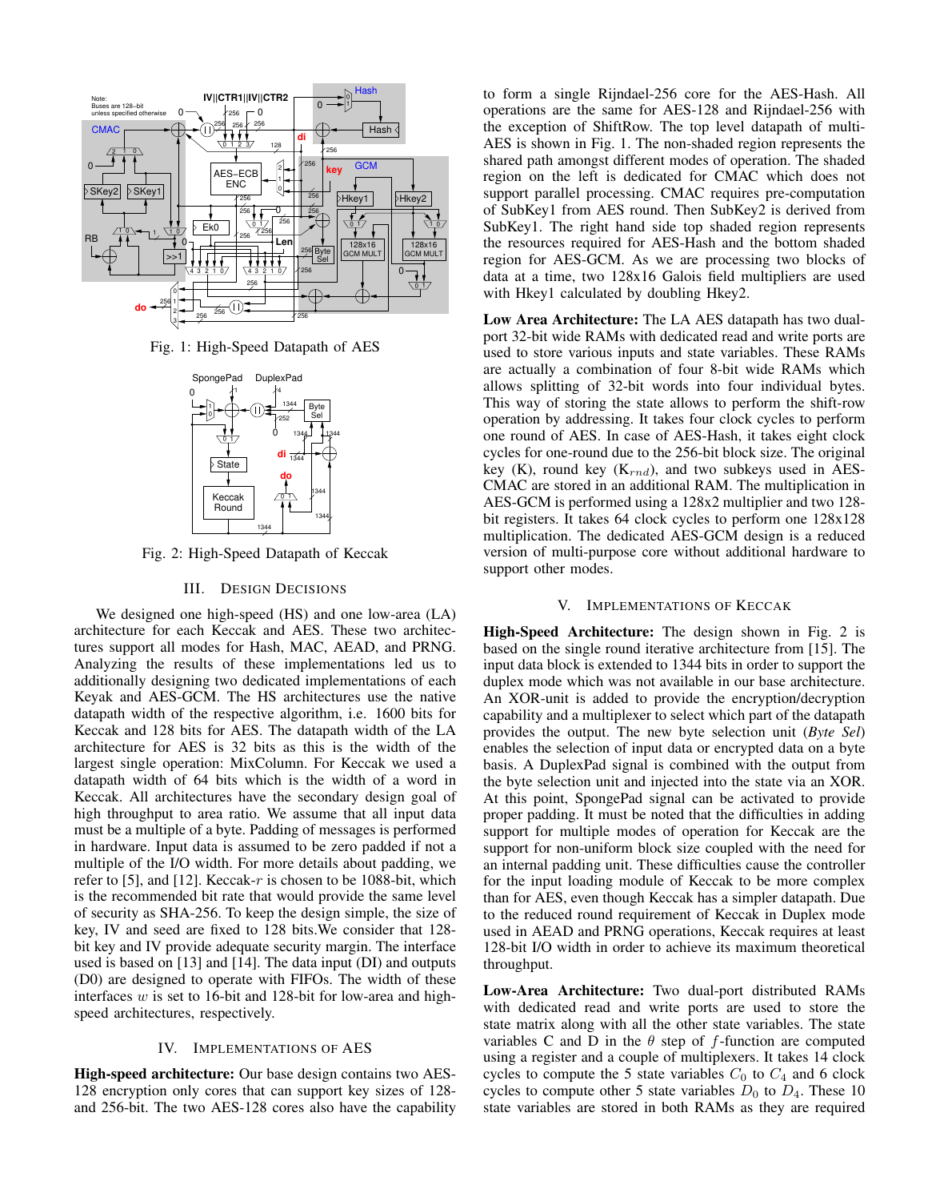Fig. 1: High-Speed Datapath of AES

Fig. 2: High-Speed Datapath of Keccak

## III. Design Decisions

We designed one high-speed (HS) and one low-area (LA) architecture for each Keccak and AES. These two architectures support all modes for Hash, MAC, AEAD, and PRNG. Analyzing the results of these implementations led us to additionally designing two dedicated implementations of each Keyak and AES-GCM. The HS architectures use the native datapath width of the respective algorithm, i.e. 1600 bits for Keccak and 128 bits for AES. The datapath width of the LA architecture for AES is 32 bits as this is the width of the largest single operation: MixColumn. For Keccak we used a datapath width of 64 bits which is the width of a word in Keccak. All architectures have the secondary design goal of high throughput to area ratio. We assume that all input data must be a multiple of a byte. Padding of messages is performed in hardware. Input data is assumed to be zero padded if not a multiple of the I/O width. For more details about padding, we refer to [5], and [12]. Keccak-$r$ is chosen to be 1088-bit, which is the recommended bit rate that would provide the same level of security as SHA-256. To keep the design simple, the size of key, IV and seed are fixed to 128 bits.We consider that 128-bit key and IV provide adequate security margin. The interface used is based on [13] and [14]. The data input (DI) and outputs (D0) are designed to operate with FIFOs. The width of these interfaces $w$ is set to 16-bit and 128-bit for low-area and high-speed architectures, respectively.

## IV. Implementations of AES

**High-speed architecture:** Our base design contains two AES-128 encryption only cores that can support key sizes of 128- and 256-bit. The two AES-128 cores also have the capability to form a single Rijndael-256 core for the AES-Hash. All operations are the same for AES-128 and Rijndael-256 with the exception of ShiftRow. The top level datapath of multi-AES is shown in Fig. 1. The non-shaded region represents the shared path amongst different modes of operation. The shaded region on the left is dedicated for CMAC which does not support parallel processing. CMAC requires pre-computation of SubKey1 from AES round. Then SubKey2 is derived from SubKey1. The right hand side top shaded region represents the resources required for AES-Hash and the bottom shaded region for AES-GCM. As we are processing two blocks of data at a time, two 128x16 Galois field multipliers are used with Hkey1 calculated by doubling Hkey2.

**Low Area Architecture:** The LA AES datapath has two dual-port 32-bit wide RAMs with dedicated read and write ports are used to store various inputs and state variables. These RAMs are actually a combination of four 8-bit wide RAMs which allows splitting of 32-bit words into four individual bytes. This way of storing the state allows to perform the shift-row operation by addressing. It takes four clock cycles to perform one round of AES. In case of AES-Hash, it takes eight clock cycles for one-round due to the 256-bit block size. The original key (K), round key ($K_{rnd}$), and two subkeys used in AES-CMAC are stored in an additional RAM. The multiplication in AES-GCM is performed using a 128x2 multiplier and two 128-bit registers. It takes 64 clock cycles to perform one 128x128 multiplication. The dedicated AES-GCM design is a reduced version of multi-purpose core without additional hardware to support other modes.

## V. Implementations of Keccak

**High-Speed Architecture:** The design shown in Fig. 2 is based on the single round iterative architecture from [15]. The input data block is extended to 1344 bits in order to support the duplex mode which was not available in our base architecture. An XOR-unit is added to provide the encryption/decryption capability and a multiplexer to select which part of the datapath provides the output. The new byte selection unit (*Byte Sel*) enables the selection of input data or encrypted data on a byte basis. A DuplexPad signal is combined with the output from the byte selection unit and injected into the state via an XOR. At this point, SpongePad signal can be activated to provide proper padding. It must be noted that the difficulties in adding support for multiple modes of operation for Keccak are the support for non-uniform block size coupled with the need for an internal padding unit. These difficulties cause the controller for the input loading module of Keccak to be more complex than for AES, even though Keccak has a simpler datapath. Due to the reduced round requirement of Keccak in Duplex mode used in AEAD and PRNG operations, Keccak requires at least 128-bit I/O width in order to achieve its maximum theoretical throughput.

**Low-Area Architecture:** Two dual-port distributed RAMs with dedicated read and write ports are used to store the state matrix along with all the other state variables. The state variables C and D in the $\theta$ step of $f$-function are computed using a register and a couple of multiplexers. It takes 14 clock cycles to compute the 5 state variables $C_0$ to $C_4$ and 6 clock cycles to compute other 5 state variables $D_0$ to $D_4$. These 10 state variables are stored in both RAMs as they are required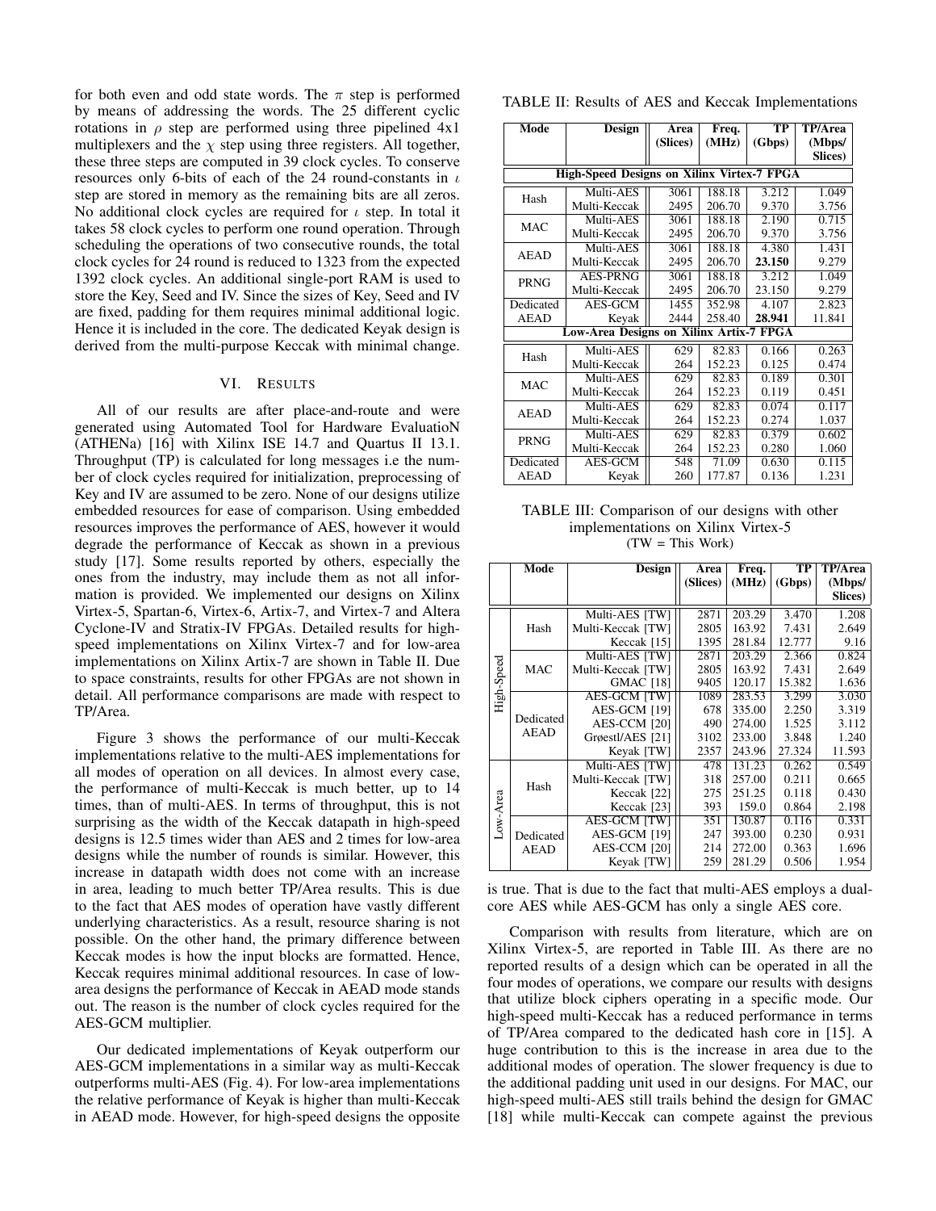for both even and odd state words. The $\pi$ step is performed by means of addressing the words. The 25 different cyclic rotations in $\rho$ step are performed using three pipelined 4x1 multiplexers and the $\chi$ step using three registers. All together, these three steps are computed in 39 clock cycles. To conserve resources only 6-bits of each of the 24 round-constants in $\iota$ step are stored in memory as the remaining bits are all zeros. No additional clock cycles are required for $\iota$ step. In total it takes 58 clock cycles to perform one round operation. Through scheduling the operations of two consecutive rounds, the total clock cycles for 24 round is reduced to 1323 from the expected 1392 clock cycles. An additional single-port RAM is used to store the Key, Seed and IV. Since the sizes of Key, Seed and IV are fixed, padding for them requires minimal additional logic. Hence it is included in the core. The dedicated Keyak design is derived from the multi-purpose Keccak with minimal change.

## VI. Results

All of our results are after place-and-route and were generated using Automated Tool for Hardware EvaluatioN (ATHENa) [16] with Xilinx ISE 14.7 and Quartus II 13.1. Throughput (TP) is calculated for long messages i.e the number of clock cycles required for initialization, preprocessing of Key and IV are assumed to be zero. None of our designs utilize embedded resources for ease of comparison. Using embedded resources improves the performance of AES, however it would degrade the performance of Keccak as shown in a previous study [17]. Some results reported by others, especially the ones from the industry, may include them as not all information is provided. We implemented our designs on Xilinx Virtex-5, Spartan-6, Virtex-6, Artix-7, and Virtex-7 and Altera Cyclone-IV and Stratix-IV FPGAs. Detailed results for high-speed implementations on Xilinx Virtex-7 and for low-area implementations on Xilinx Artix-7 are shown in Table II. Due to space constraints, results for other FPGAs are not shown in detail. All performance comparisons are made with respect to TP/Area.

Figure 3 shows the performance of our multi-Keccak implementations relative to the multi-AES implementations for all modes of operation on all devices. In almost every case, the performance of multi-Keccak is much better, up to 14 times, than of multi-AES. In terms of throughput, this is not surprising as the width of the Keccak datapath in high-speed designs is 12.5 times wider than AES and 2 times for low-area designs while the number of rounds is similar. However, this increase in datapath width does not come with an increase in area, leading to much better TP/Area results. This is due to the fact that AES modes of operation have vastly different underlying characteristics. As a result, resource sharing is not possible. On the other hand, the primary difference between Keccak modes is how the input blocks are formatted. Hence, Keccak requires minimal additional resources. In case of low-area designs the performance of Keccak in AEAD mode stands out. The reason is the number of clock cycles required for the AES-GCM multiplier.

Our dedicated implementations of Keyak outperform our AES-GCM implementations in a similar way as multi-Keccak outperforms multi-AES (Fig. 4). For low-area implementations the relative performance of Keyak is higher than multi-Keccak in AEAD mode. However, for high-speed designs the opposite is true. That is due to the fact that multi-AES employs a dual-core AES while AES-GCM has only a single AES core.

Comparison with results from literature, which are on Xilinx Virtex-5, are reported in Table III. As there are no reported results of a design which can be operated in all the four modes of operations, we compare our results with designs that utilize block ciphers operating in a specific mode. Our high-speed multi-Keccak has a reduced performance in terms of TP/Area compared to the dedicated hash core in [15]. A huge contribution to this is the increase in area due to the additional modes of operation. The slower frequency is due to the additional padding unit used in our designs. For MAC, our high-speed multi-AES still trails behind the design for GMAC [18] while multi-Keccak can compete against the previous

TABLE II: Results of AES and Keccak Implementations

| Mode | Design | Area (Slices) | Freq. (MHz) | TP (Gbps) | TP/Area (Mbps/ Slices) |
|---|---|---|---|---|---|
| **High-Speed Designs on Xilinx Virtex-7 FPGA** | | | | | |
| Hash | Multi-AES | 3061 | 188.18 | 3.212 | 1.049 |
| | Multi-Keccak | 2495 | 206.70 | 9.370 | 3.756 |
| MAC | Multi-AES | 3061 | 188.18 | 2.190 | 0.715 |
| | Multi-Keccak | 2495 | 206.70 | 9.370 | 3.756 |
| AEAD | Multi-AES | 3061 | 188.18 | 4.380 | 1.431 |
| | Multi-Keccak | 2495 | 206.70 | **23.150** | 9.279 |
| PRNG | AES-PRNG | 3061 | 188.18 | 3.212 | 1.049 |
| | Multi-Keccak | 2495 | 206.70 | 23.150 | 9.279 |
| Dedicated AEAD | AES-GCM | 1455 | 352.98 | 4.107 | 2.823 |
| | Keyak | 2444 | 258.40 | **28.941** | 11.841 |
| **Low-Area Designs on Xilinx Artix-7 FPGA** | | | | | |
| Hash | Multi-AES | 629 | 82.83 | 0.166 | 0.263 |
| | Multi-Keccak | 264 | 152.23 | 0.125 | 0.474 |
| MAC | Multi-AES | 629 | 82.83 | 0.189 | 0.301 |
| | Multi-Keccak | 264 | 152.23 | 0.119 | 0.451 |
| AEAD | Multi-AES | 629 | 82.83 | 0.074 | 0.117 |
| | Multi-Keccak | 264 | 152.23 | 0.274 | 1.037 |
| PRNG | Multi-AES | 629 | 82.83 | 0.379 | 0.602 |
| | Multi-Keccak | 264 | 152.23 | 0.280 | 1.060 |
| Dedicated AEAD | AES-GCM | 548 | 71.09 | 0.630 | 0.115 |
| | Keyak | 260 | 177.87 | 0.136 | 1.231 |

TABLE III: Comparison of our designs with other implementations on Xilinx Virtex-5 (TW = This Work)

| | Mode | Design | Area (Slices) | Freq. (MHz) | TP (Gbps) | TP/Area (Mbps/ Slices) |
|---|---|---|---|---|---|---|
| High-Speed | Hash | Multi-AES [TW] | 2871 | 203.29 | 3.470 | 1.208 |
| | | Multi-Keccak [TW] | 2805 | 163.92 | 7.431 | 2.649 |
| | | Keccak [15] | 1395 | 281.84 | 12.777 | 9.16 |
| | MAC | Multi-AES [TW] | 2871 | 203.29 | 2.366 | 0.824 |
| | | Multi-Keccak [TW] | 2805 | 163.92 | 7.431 | 2.649 |
| | | GMAC [18] | 9405 | 120.17 | 15.382 | 1.636 |
| | Dedicated AEAD | AES-GCM [TW] | 1089 | 283.53 | 3.299 | 3.030 |
| | | AES-GCM [19] | 678 | 335.00 | 2.250 | 3.319 |
| | | AES-CCM [20] | 490 | 274.00 | 1.525 | 3.112 |
| | | Grøestl/AES [21] | 3102 | 233.00 | 3.848 | 1.240 |
| | | Keyak [TW] | 2357 | 243.96 | 27.324 | 11.593 |
| Low-Area | Hash | Multi-AES [TW] | 478 | 131.23 | 0.262 | 0.549 |
| | | Multi-Keccak [TW] | 318 | 257.00 | 0.211 | 0.665 |
| | | Keccak [22] | 275 | 251.25 | 0.118 | 0.430 |
| | | Keccak [23] | 393 | 159.0 | 0.864 | 2.198 |
| | Dedicated AEAD | AES-GCM [TW] | 351 | 130.87 | 0.116 | 0.331 |
| | | AES-GCM [19] | 247 | 393.00 | 0.230 | 0.931 |
| | | AES-CCM [20] | 214 | 272.00 | 0.363 | 1.696 |
| | | Keyak [TW] | 259 | 281.29 | 0.506 | 1.954 |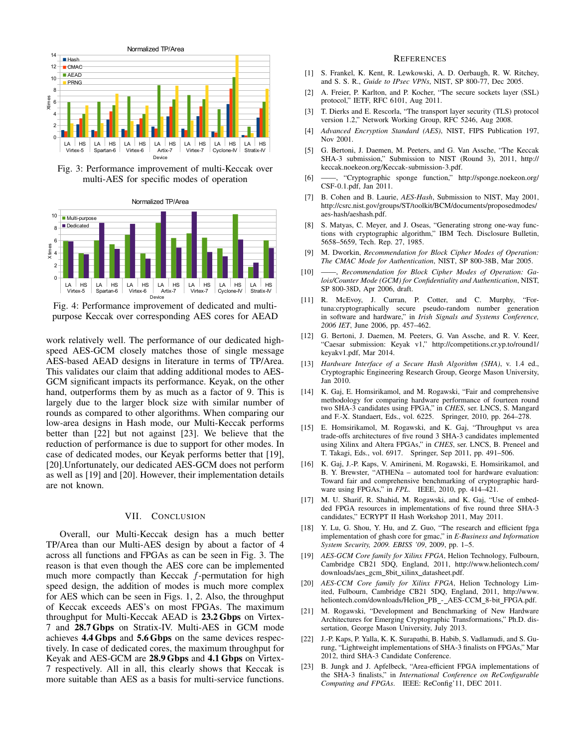Normalized TP/Area

14
12
10
8
6
4
2
0

Xtimes

Hash
CMAC
AEAD
PRNG

LA HS LA HS LA HS LA HS LA HS LA HS LA HS
Virtex-5 Spartan-6 Virtex-6 Artix-7 Virtex-7 Cyclone-IV Stratix-IV
Device

Fig. 3: Performance improvement of multi-Keccak over multi-AES for specific modes of operation

Normalized TP/Area

10
8
6
4
2
0

X times

Multi-purpose
Dedicated

LA HS LA HS LA HS LA HS LA HS LA HS LA HS
Virtex-5 Spartan-6 Virtex-6 Artix-7 Virtex-7 Cyclone-IV Stratix-IV
Device

Fig. 4: Performance improvement of dedicated and multi-purpose Keccak over corresponding AES cores for AEAD

work relatively well. The performance of our dedicated high-speed AES-GCM closely matches those of single message AES-based AEAD designs in literature in terms of TP/Area. This validates our claim that adding additional modes to AES-GCM significant impacts its performance. Keyak, on the other hand, outperforms them by as much as a factor of 9. This is largely due to the larger block size with similar number of rounds as compared to other algorithms. When comparing our low-area designs in Hash mode, our Multi-Keccak performs better than [22] but not against [23]. We believe that the reduction of performance is due to support for other modes. In case of dedicated modes, our Keyak performs better that [19], [20].Unfortunately, our dedicated AES-GCM does not perform as well as [19] and [20]. However, their implementation details are not known.

## VII. Conclusion

Overall, our Multi-Keccak design has a much better TP/Area than our Multi-AES design by about a factor of 4 across all functions and FPGAs as can be seen in Fig. 3. The reason is that even though the AES core can be implemented much more compactly than Keccak $f$-permutation for high speed design, the addition of modes is much more complex for AES which can be seen in Figs. 1, 2. Also, the throughput of Keccak exceeds AES's on most FPGAs. The maximum throughput for Multi-Keccak AEAD is **23.2 Gbps** on Virtex-7 and **28.7 Gbps** on Stratix-IV. Multi-AES in GCM mode achieves **4.4 Gbps** and **5.6 Gbps** on the same devices respectively. In case of dedicated cores, the maximum throughput for Keyak and AES-GCM are **28.9 Gbps** and **4.1 Gbps** on Virtex-7 respectively. All in all, this clearly shows that Keccak is more suitable than AES as a basis for multi-service functions.

## References

[1] S. Frankel, K. Kent, R. Lewkowski, A. D. Oerbaugh, R. W. Ritchey, and S. S. R., *Guide to IPsec VPNs*, NIST, SP 800-77, Dec 2005.

[2] A. Freier, P. Karlton, and P. Kocher, "The secure sockets layer (SSL) protocol," IETF, RFC 6101, Aug 2011.

[3] T. Dierks and E. Rescorla, "The transport layer security (TLS) protocol version 1.2," Network Working Group, RFC 5246, Aug 2008.

[4] *Advanced Encryption Standard (AES)*, NIST, FIPS Publication 197, Nov 2001.

[5] G. Bertoni, J. Daemen, M. Peeters, and G. Van Assche, "The Keccak SHA-3 submission," Submission to NIST (Round 3), 2011, http://keccak.noekeon.org/Keccak-submission-3.pdf.

[6] ——, "Cryptographic sponge function," http://sponge.noekeon.org/CSF-0.1.pdf, Jan 2011.

[7] B. Cohen and B. Laurie, *AES-Hash*, Submission to NIST, May 2001, http://csrc.nist.gov/groups/ST/toolkit/BCM/documents/proposedmodes/aes-hash/aeshash.pdf.

[8] S. Matyas, C. Meyer, and J. Oseas, "Generating strong one-way functions with cryptographic algorithm," IBM Tech. Disclosure Bulletin, 5658–5659, Tech. Rep. 27, 1985.

[9] M. Dworkin, *Recommendation for Block Cipher Modes of Operation: The CMAC Mode for Authentication*, NIST, SP 800-38B, Mar 2005.

[10] ——, *Recommendation for Block Cipher Modes of Operation: Galois/Counter Mode (GCM) for Confidentiality and Authentication*, NIST, SP 800-38D, Apr 2006, draft.

[11] R. McEvoy, J. Curran, P. Cotter, and C. Murphy, "Fortuna:cryptographically secure pseudo-random number generation in software and hardware," in *Irish Signals and Systems Conference, 2006 IET*, June 2006, pp. 457–462.

[12] G. Bertoni, J. Daemen, M. Peeters, G. Van Assche, and R. V. Keer, "Caesar submission: Keyak v1," http://competitions.cr.yp.to/round1/keyakv1.pdf, Mar 2014.

[13] *Hardware Interface of a Secure Hash Algorithm (SHA)*, v. 1.4 ed., Cryptographic Engineering Research Group, George Mason University, Jan 2010.

[14] K. Gaj, E. Homsirikamol, and M. Rogawski, "Fair and comprehensive methodology for comparing hardware performance of fourteen round two SHA-3 candidates using FPGA," in *CHES*, ser. LNCS, S. Mangard and F.-X. Standaert, Eds., vol. 6225. Springer, 2010, pp. 264–278.

[15] E. Homsirikamol, M. Rogawski, and K. Gaj, "Throughput vs area trade-offs architectures of five round 3 SHA-3 candidates implemented using Xilinx and Altera FPGAs," in *CHES*, ser. LNCS, B. Preneel and T. Takagi, Eds., vol. 6917. Springer, Sep 2011, pp. 491–506.

[16] K. Gaj, J.-P. Kaps, V. Amirineni, M. Rogawski, E. Homsirikamol, and B. Y. Brewster, "ATHENa – automated tool for hardware evaluation: Toward fair and comprehensive benchmarking of cryptographic hardware using FPGAs," in *FPL*. IEEE, 2010, pp. 414–421.

[17] M. U. Sharif, R. Shahid, M. Rogawski, and K. Gaj, "Use of embedded FPGA resources in implementations of five round three SHA-3 candidates," ECRYPT II Hash Workshop 2011, May 2011.

[18] Y. Lu, G. Shou, Y. Hu, and Z. Guo, "The research and efficient fpga implementation of ghash core for gmac," in *E-Business and Information System Security, 2009. EBISS '09*, 2009, pp. 1–5.

[19] *AES-GCM Core family for Xilinx FPGA*, Helion Technology, Fulbourn, Cambridge CB21 5DQ, England, 2011, http://www.heliontech.com/downloads/aes_gcm_8bit_xilinx_datasheet.pdf.

[20] *AES-CCM Core family for Xilinx FPGA*, Helion Technology Limited, Fulbourn, Cambridge CB21 5DQ, England, 2011, http://www.heliontech.com/downloads/Helion_PB_-_AES-CCM_8-bit_FPGA.pdf.

[21] M. Rogawski, "Development and Benchmarking of New Hardware Architectures for Emerging Cryptographic Transformations," Ph.D. dissertation, George Mason University, July 2013.

[22] J.-P. Kaps, P. Yalla, K. K. Surapathi, B. Habib, S. Vadlamudi, and S. Gurung, "Lightweight implementations of SHA-3 finalists on FPGAs," Mar 2012, third SHA-3 Candidate Conference.

[23] B. Jungk and J. Apfelbeck, "Area-efficient FPGA implementations of the SHA-3 finalists," in *International Conference on ReConfigurable Computing and FPGAs*. IEEE: ReConfig'11, DEC 2011.